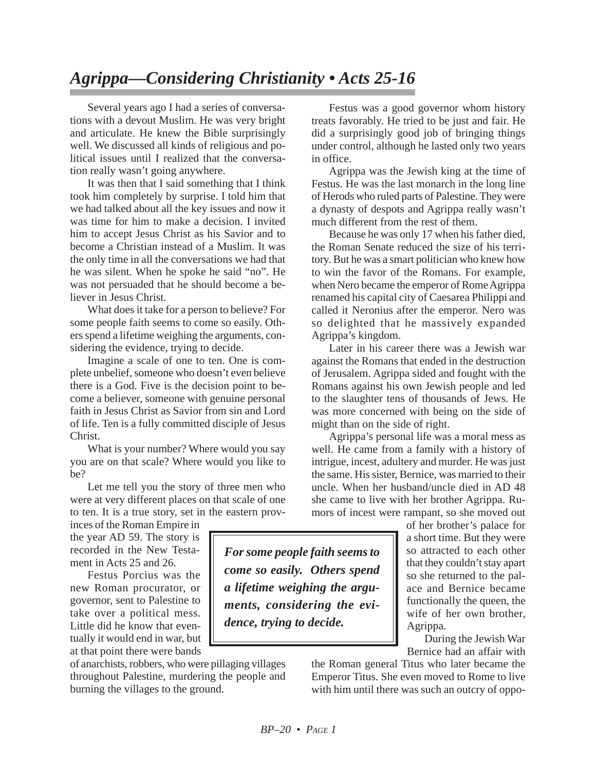# *Agrippa—Considering Christianity • Acts 25-16*

Several years ago I had a series of conversations with a devout Muslim. He was very bright and articulate. He knew the Bible surprisingly well. We discussed all kinds of religious and political issues until I realized that the conversation really wasn't going anywhere.

It was then that I said something that I think took him completely by surprise. I told him that we had talked about all the key issues and now it was time for him to make a decision. I invited him to accept Jesus Christ as his Savior and to become a Christian instead of a Muslim. It was the only time in all the conversations we had that he was silent. When he spoke he said "no". He was not persuaded that he should become a believer in Jesus Christ.

What does it take for a person to believe? For some people faith seems to come so easily. Others spend a lifetime weighing the arguments, considering the evidence, trying to decide.

Imagine a scale of one to ten. One is complete unbelief, someone who doesn't even believe there is a God. Five is the decision point to become a believer, someone with genuine personal faith in Jesus Christ as Savior from sin and Lord of life. Ten is a fully committed disciple of Jesus Christ.

What is your number? Where would you say you are on that scale? Where would you like to be?

Let me tell you the story of three men who were at very different places on that scale of one to ten. It is a true story, set in the eastern provinces of the Roman Empire in the year AD 59. The story is recorded in the New Testament in Acts 25 and 26.

Festus Porcius was the new Roman procurator, or governor, sent to Palestine to take over a political mess. Little did he know that eventually it would end in war, but at that point there were bands of anarchists, robbers, who were pillaging villages throughout Palestine, murdering the people and burning the villages to the ground.

> ***For some people faith seems to come so easily. Others spend a lifetime weighing the arguments, considering the evidence, trying to decide.***

Festus was a good governor whom history treats favorably. He tried to be just and fair. He did a surprisingly good job of bringing things under control, although he lasted only two years in office.

Agrippa was the Jewish king at the time of Festus. He was the last monarch in the long line of Herods who ruled parts of Palestine. They were a dynasty of despots and Agrippa really wasn't much different from the rest of them.

Because he was only 17 when his father died, the Roman Senate reduced the size of his territory. But he was a smart politician who knew how to win the favor of the Romans. For example, when Nero became the emperor of Rome Agrippa renamed his capital city of Caesarea Philippi and called it Neronius after the emperor. Nero was so delighted that he massively expanded Agrippa's kingdom.

Later in his career there was a Jewish war against the Romans that ended in the destruction of Jerusalem. Agrippa sided and fought with the Romans against his own Jewish people and led to the slaughter tens of thousands of Jews. He was more concerned with being on the side of might than on the side of right.

Agrippa's personal life was a moral mess as well. He came from a family with a history of intrigue, incest, adultery and murder. He was just the same. His sister, Bernice, was married to their uncle. When her husband/uncle died in AD 48 she came to live with her brother Agrippa. Rumors of incest were rampant, so she moved out of her brother's palace for a short time. But they were so attracted to each other that they couldn't stay apart so she returned to the palace and Bernice became functionally the queen, the wife of her own brother, Agrippa.

During the Jewish War Bernice had an affair with the Roman general Titus who later became the Emperor Titus. She even moved to Rome to live with him until there was such an outcry of oppo-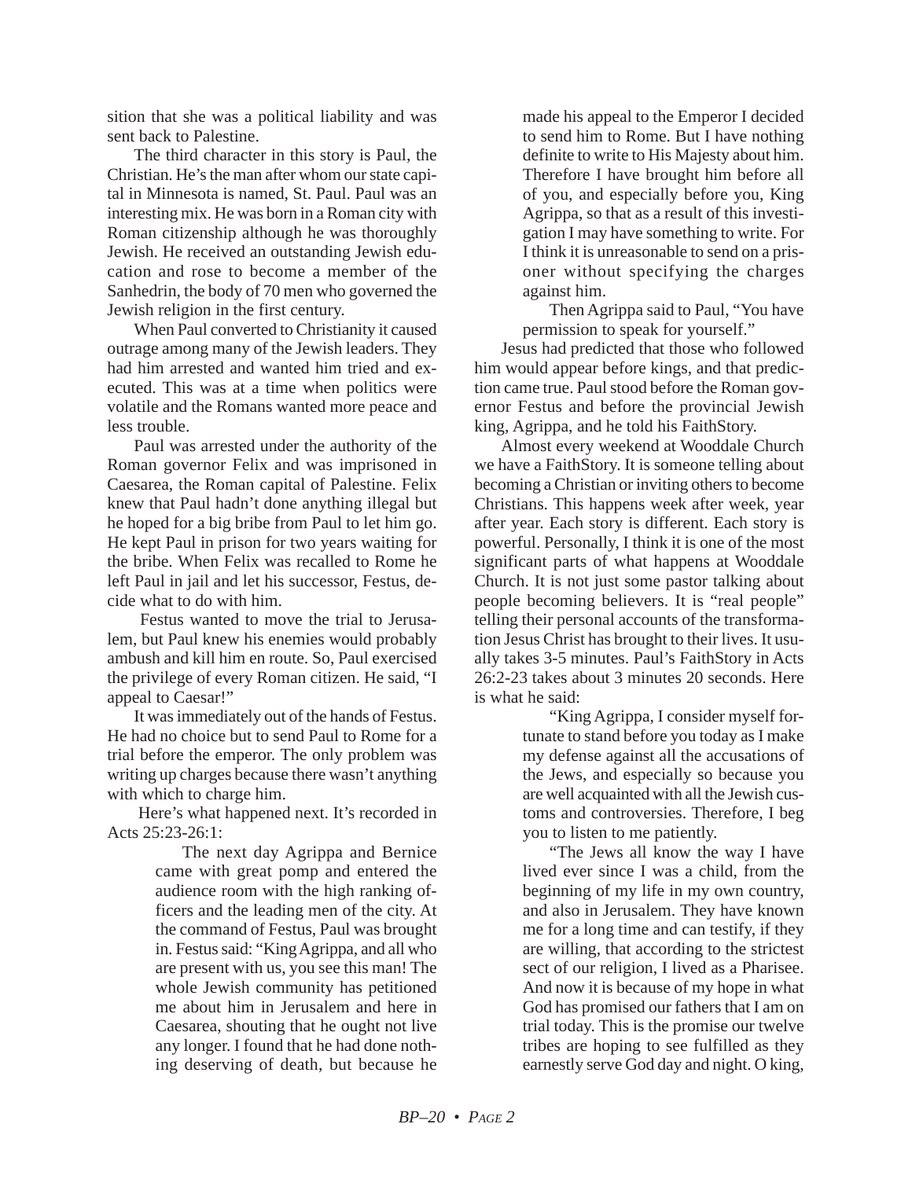sition that she was a political liability and was sent back to Palestine.

The third character in this story is Paul, the Christian. He's the man after whom our state capital in Minnesota is named, St. Paul. Paul was an interesting mix. He was born in a Roman city with Roman citizenship although he was thoroughly Jewish. He received an outstanding Jewish education and rose to become a member of the Sanhedrin, the body of 70 men who governed the Jewish religion in the first century.

When Paul converted to Christianity it caused outrage among many of the Jewish leaders. They had him arrested and wanted him tried and executed. This was at a time when politics were volatile and the Romans wanted more peace and less trouble.

Paul was arrested under the authority of the Roman governor Felix and was imprisoned in Caesarea, the Roman capital of Palestine. Felix knew that Paul hadn't done anything illegal but he hoped for a big bribe from Paul to let him go. He kept Paul in prison for two years waiting for the bribe. When Felix was recalled to Rome he left Paul in jail and let his successor, Festus, decide what to do with him.

Festus wanted to move the trial to Jerusalem, but Paul knew his enemies would probably ambush and kill him en route. So, Paul exercised the privilege of every Roman citizen. He said, "I appeal to Caesar!"

It was immediately out of the hands of Festus. He had no choice but to send Paul to Rome for a trial before the emperor. The only problem was writing up charges because there wasn't anything with which to charge him.

Here's what happened next. It's recorded in Acts 25:23-26:1:

> The next day Agrippa and Bernice came with great pomp and entered the audience room with the high ranking officers and the leading men of the city. At the command of Festus, Paul was brought in. Festus said: "King Agrippa, and all who are present with us, you see this man! The whole Jewish community has petitioned me about him in Jerusalem and here in Caesarea, shouting that he ought not live any longer. I found that he had done nothing deserving of death, but because he made his appeal to the Emperor I decided to send him to Rome. But I have nothing definite to write to His Majesty about him. Therefore I have brought him before all of you, and especially before you, King Agrippa, so that as a result of this investigation I may have something to write. For I think it is unreasonable to send on a prisoner without specifying the charges against him.
>
> Then Agrippa said to Paul, "You have permission to speak for yourself."

Jesus had predicted that those who followed him would appear before kings, and that prediction came true. Paul stood before the Roman governor Festus and before the provincial Jewish king, Agrippa, and he told his FaithStory.

Almost every weekend at Wooddale Church we have a FaithStory. It is someone telling about becoming a Christian or inviting others to become Christians. This happens week after week, year after year. Each story is different. Each story is powerful. Personally, I think it is one of the most significant parts of what happens at Wooddale Church. It is not just some pastor talking about people becoming believers. It is "real people" telling their personal accounts of the transformation Jesus Christ has brought to their lives. It usually takes 3-5 minutes. Paul's FaithStory in Acts 26:2-23 takes about 3 minutes 20 seconds. Here is what he said:

> "King Agrippa, I consider myself fortunate to stand before you today as I make my defense against all the accusations of the Jews, and especially so because you are well acquainted with all the Jewish customs and controversies. Therefore, I beg you to listen to me patiently.
>
> "The Jews all know the way I have lived ever since I was a child, from the beginning of my life in my own country, and also in Jerusalem. They have known me for a long time and can testify, if they are willing, that according to the strictest sect of our religion, I lived as a Pharisee. And now it is because of my hope in what God has promised our fathers that I am on trial today. This is the promise our twelve tribes are hoping to see fulfilled as they earnestly serve God day and night. O king,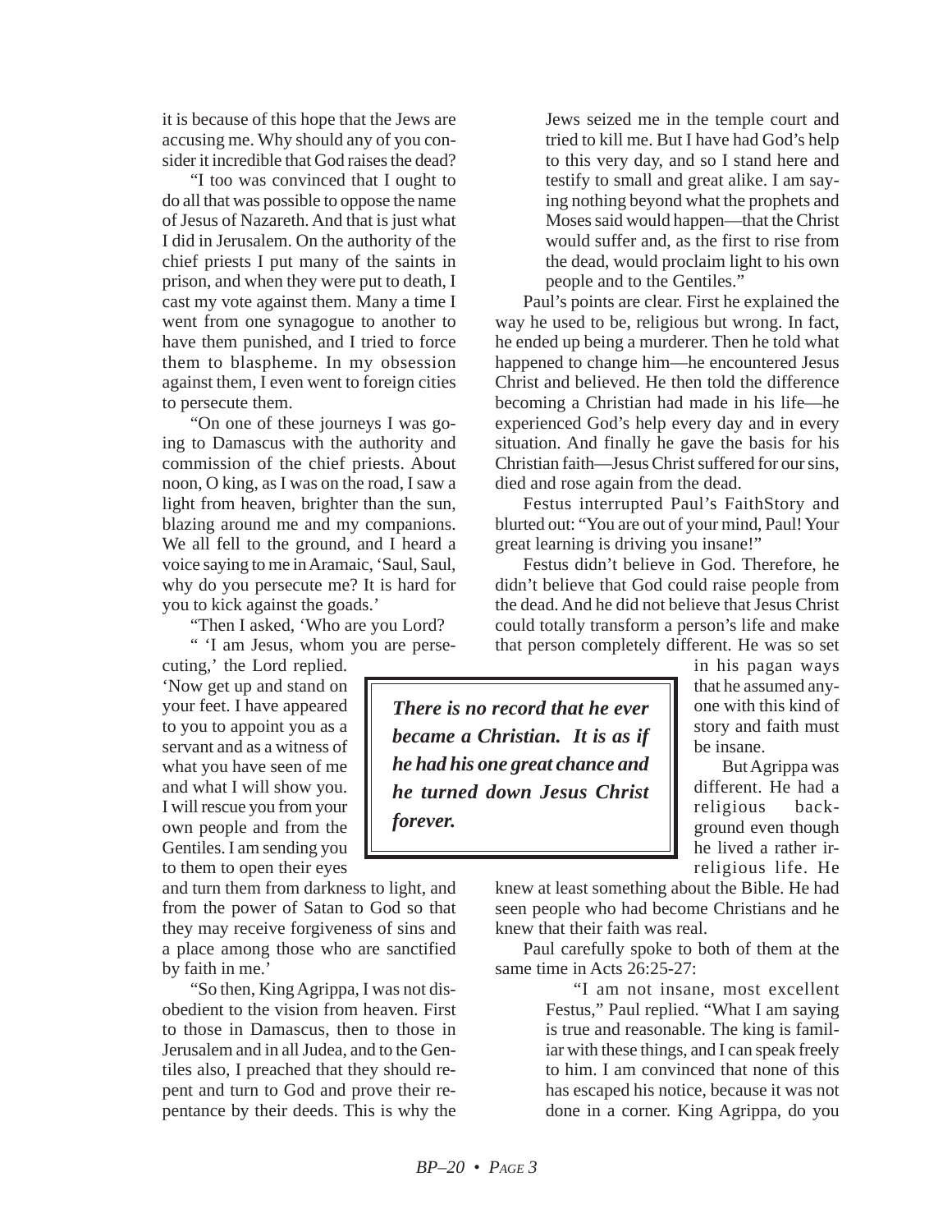it is because of this hope that the Jews are accusing me. Why should any of you consider it incredible that God raises the dead?

"I too was convinced that I ought to do all that was possible to oppose the name of Jesus of Nazareth. And that is just what I did in Jerusalem. On the authority of the chief priests I put many of the saints in prison, and when they were put to death, I cast my vote against them. Many a time I went from one synagogue to another to have them punished, and I tried to force them to blaspheme. In my obsession against them, I even went to foreign cities to persecute them.

"On one of these journeys I was going to Damascus with the authority and commission of the chief priests. About noon, O king, as I was on the road, I saw a light from heaven, brighter than the sun, blazing around me and my companions. We all fell to the ground, and I heard a voice saying to me in Aramaic, 'Saul, Saul, why do you persecute me? It is hard for you to kick against the goads.'

"Then I asked, 'Who are you Lord?

" 'I am Jesus, whom you are persecuting,' the Lord replied. 'Now get up and stand on your feet. I have appeared to you to appoint you as a servant and as a witness of what you have seen of me and what I will show you. I will rescue you from your own people and from the Gentiles. I am sending you to them to open their eyes and turn them from darkness to light, and from the power of Satan to God so that they may receive forgiveness of sins and a place among those who are sanctified by faith in me.'

"So then, King Agrippa, I was not disobedient to the vision from heaven. First to those in Damascus, then to those in Jerusalem and in all Judea, and to the Gentiles also, I preached that they should repent and turn to God and prove their repentance by their deeds. This is why the Jews seized me in the temple court and tried to kill me. But I have had God's help to this very day, and so I stand here and testify to small and great alike. I am saying nothing beyond what the prophets and Moses said would happen—that the Christ would suffer and, as the first to rise from the dead, would proclaim light to his own people and to the Gentiles."

Paul's points are clear. First he explained the way he used to be, religious but wrong. In fact, he ended up being a murderer. Then he told what happened to change him—he encountered Jesus Christ and believed. He then told the difference becoming a Christian had made in his life—he experienced God's help every day and in every situation. And finally he gave the basis for his Christian faith—Jesus Christ suffered for our sins, died and rose again from the dead.

Festus interrupted Paul's FaithStory and blurted out: "You are out of your mind, Paul! Your great learning is driving you insane!"

Festus didn't believe in God. Therefore, he didn't believe that God could raise people from the dead. And he did not believe that Jesus Christ could totally transform a person's life and make that person completely different. He was so set in his pagan ways that he assumed anyone with this kind of story and faith must be insane.

> ***There is no record that he ever became a Christian. It is as if he had his one great chance and he turned down Jesus Christ forever.***

But Agrippa was different. He had a religious background even though he lived a rather irreligious life. He knew at least something about the Bible. He had seen people who had become Christians and he knew that their faith was real.

Paul carefully spoke to both of them at the same time in Acts 26:25-27:

> "I am not insane, most excellent Festus," Paul replied. "What I am saying is true and reasonable. The king is familiar with these things, and I can speak freely to him. I am convinced that none of this has escaped his notice, because it was not done in a corner. King Agrippa, do you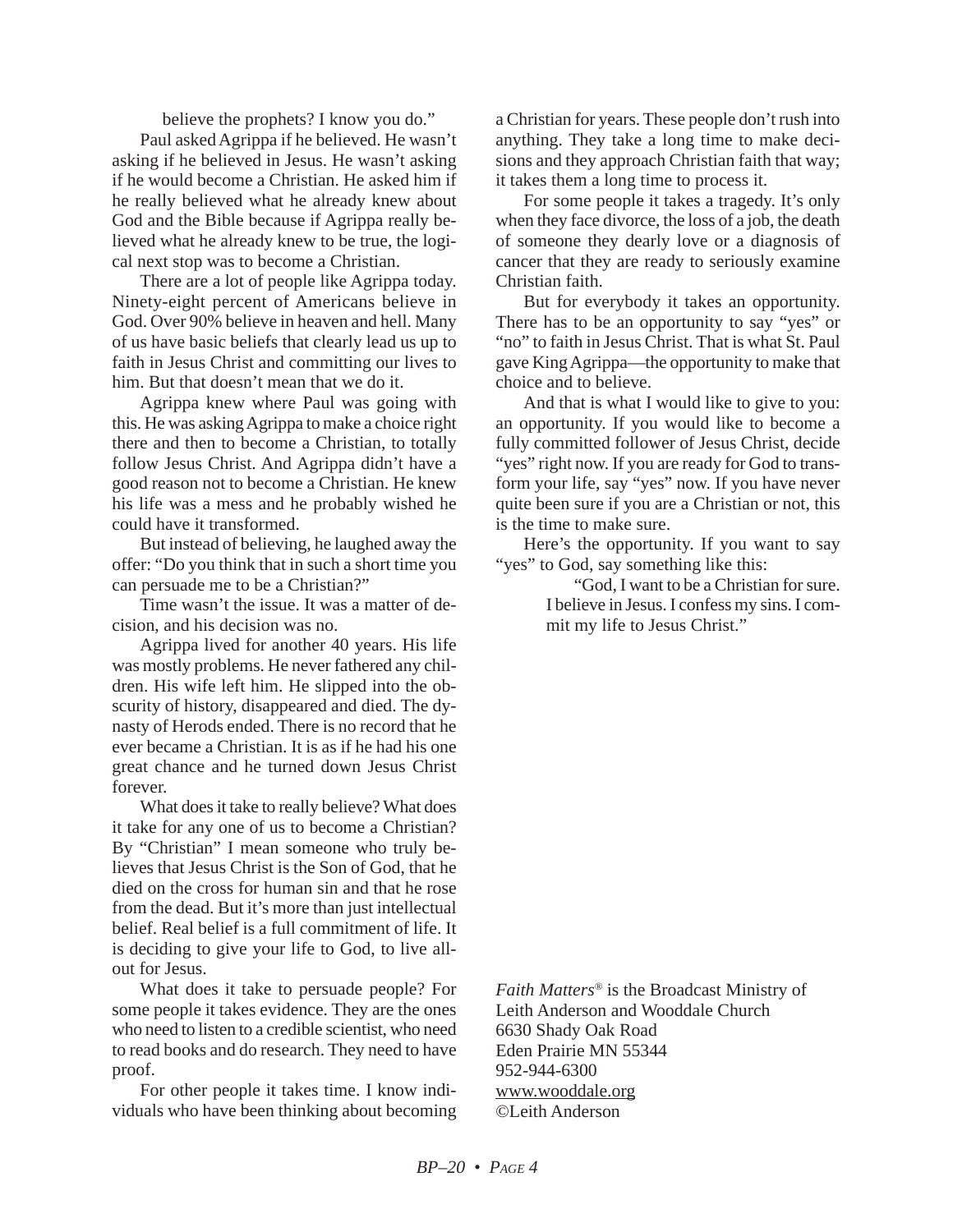believe the prophets? I know you do."

Paul asked Agrippa if he believed. He wasn't asking if he believed in Jesus. He wasn't asking if he would become a Christian. He asked him if he really believed what he already knew about God and the Bible because if Agrippa really believed what he already knew to be true, the logical next stop was to become a Christian.

There are a lot of people like Agrippa today. Ninety-eight percent of Americans believe in God. Over 90% believe in heaven and hell. Many of us have basic beliefs that clearly lead us up to faith in Jesus Christ and committing our lives to him. But that doesn't mean that we do it.

Agrippa knew where Paul was going with this. He was asking Agrippa to make a choice right there and then to become a Christian, to totally follow Jesus Christ. And Agrippa didn't have a good reason not to become a Christian. He knew his life was a mess and he probably wished he could have it transformed.

But instead of believing, he laughed away the offer: "Do you think that in such a short time you can persuade me to be a Christian?"

Time wasn't the issue. It was a matter of decision, and his decision was no.

Agrippa lived for another 40 years. His life was mostly problems. He never fathered any children. His wife left him. He slipped into the obscurity of history, disappeared and died. The dynasty of Herods ended. There is no record that he ever became a Christian. It is as if he had his one great chance and he turned down Jesus Christ forever.

What does it take to really believe? What does it take for any one of us to become a Christian? By "Christian" I mean someone who truly believes that Jesus Christ is the Son of God, that he died on the cross for human sin and that he rose from the dead. But it's more than just intellectual belief. Real belief is a full commitment of life. It is deciding to give your life to God, to live all-out for Jesus.

What does it take to persuade people? For some people it takes evidence. They are the ones who need to listen to a credible scientist, who need to read books and do research. They need to have proof.

For other people it takes time. I know individuals who have been thinking about becoming a Christian for years. These people don't rush into anything. They take a long time to make decisions and they approach Christian faith that way; it takes them a long time to process it.

For some people it takes a tragedy. It's only when they face divorce, the loss of a job, the death of someone they dearly love or a diagnosis of cancer that they are ready to seriously examine Christian faith.

But for everybody it takes an opportunity. There has to be an opportunity to say "yes" or "no" to faith in Jesus Christ. That is what St. Paul gave King Agrippa—the opportunity to make that choice and to believe.

And that is what I would like to give to you: an opportunity. If you would like to become a fully committed follower of Jesus Christ, decide "yes" right now. If you are ready for God to transform your life, say "yes" now. If you have never quite been sure if you are a Christian or not, this is the time to make sure.

Here's the opportunity. If you want to say "yes" to God, say something like this:

> "God, I want to be a Christian for sure. I believe in Jesus. I confess my sins. I commit my life to Jesus Christ."

*Faith Matters*® is the Broadcast Ministry of
Leith Anderson and Wooddale Church
6630 Shady Oak Road
Eden Prairie MN 55344
952-944-6300
www.wooddale.org
©Leith Anderson